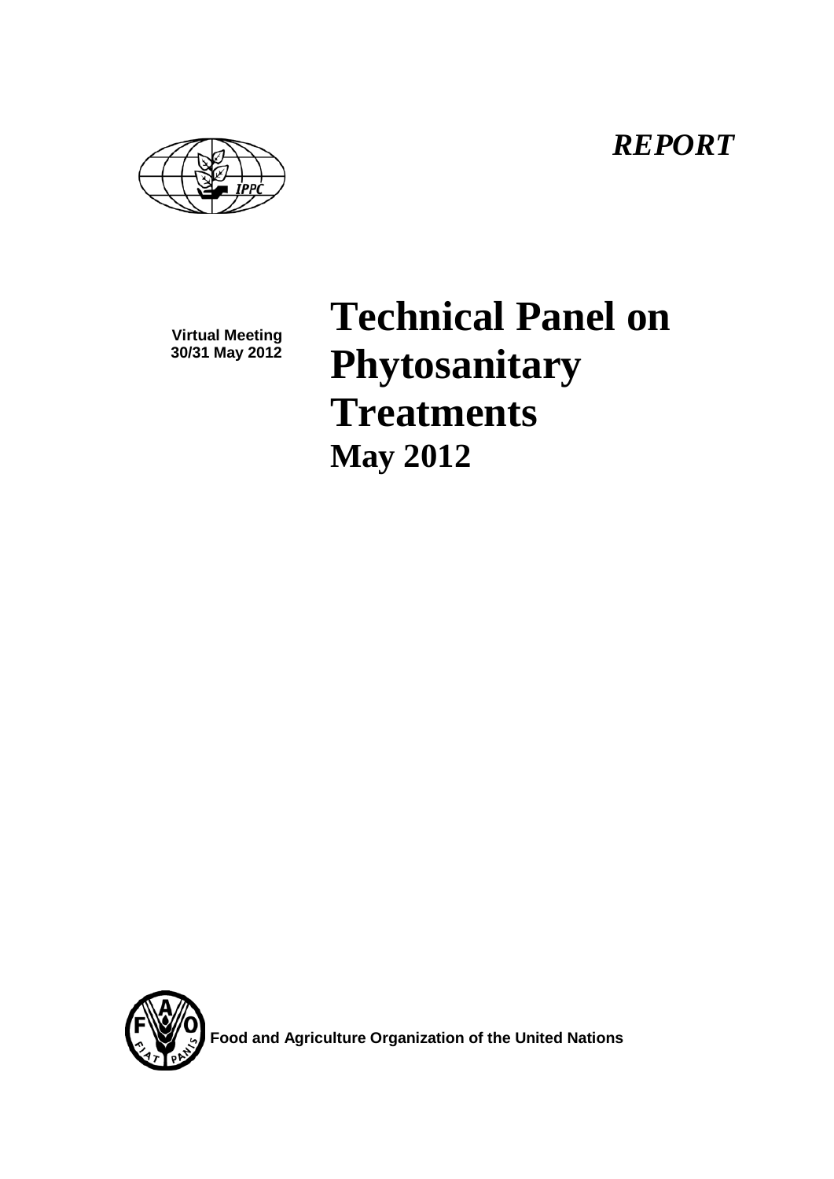*REPORT*

**Virtual Meeting**
**30/31 May 2012**

# Technical Panel on Phytosanitary Treatments

## May 2012

Food and Agriculture Organization of the United Nations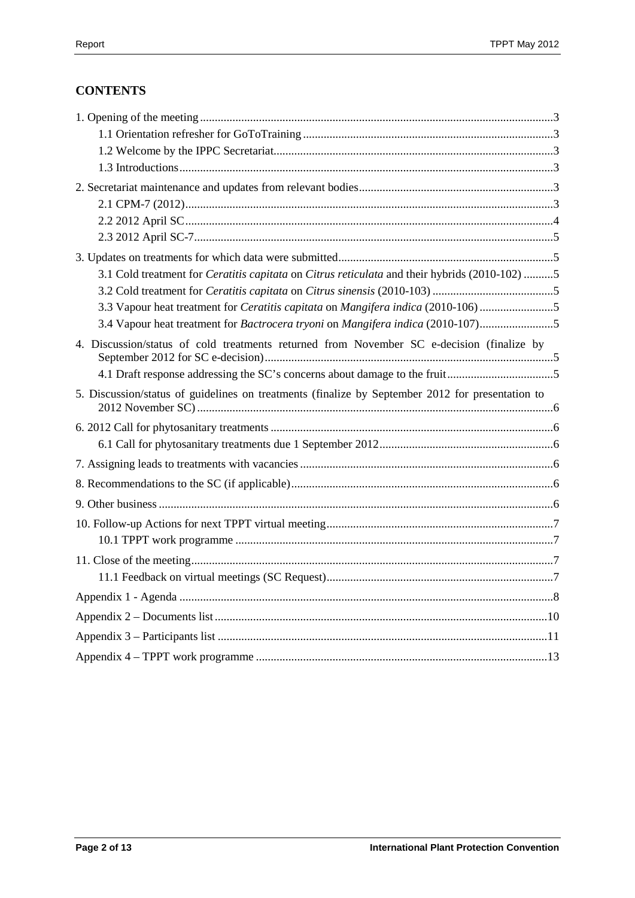## CONTENTS

1. Opening of the meeting ... 3
    - 1.1 Orientation refresher for GoToTraining ... 3
    - 1.2 Welcome by the IPPC Secretariat ... 3
    - 1.3 Introductions ... 3
2. Secretariat maintenance and updates from relevant bodies ... 3
    - 2.1 CPM-7 (2012) ... 3
    - 2.2 2012 April SC ... 4
    - 2.3 2012 April SC-7 ... 5
3. Updates on treatments for which data were submitted ... 5
    - 3.1 Cold treatment for *Ceratitis capitata* on *Citrus reticulata* and their hybrids (2010-102) ... 5
    - 3.2 Cold treatment for *Ceratitis capitata* on *Citrus sinensis* (2010-103) ... 5
    - 3.3 Vapour heat treatment for *Ceratitis capitata* on *Mangifera indica* (2010-106) ... 5
    - 3.4 Vapour heat treatment for *Bactrocera tryoni* on *Mangifera indica* (2010-107) ... 5
4. Discussion/status of cold treatments returned from November SC e-decision (finalize by September 2012 for SC e-decision) ... 5
    - 4.1 Draft response addressing the SC's concerns about damage to the fruit ... 5
5. Discussion/status of guidelines on treatments (finalize by September 2012 for presentation to 2012 November SC) ... 6
6. 2012 Call for phytosanitary treatments ... 6
    - 6.1 Call for phytosanitary treatments due 1 September 2012 ... 6
7. Assigning leads to treatments with vacancies ... 6
8. Recommendations to the SC (if applicable) ... 6
9. Other business ... 6
10. Follow-up Actions for next TPPT virtual meeting ... 7
    - 10.1 TPPT work programme ... 7
11. Close of the meeting ... 7
    - 11.1 Feedback on virtual meetings (SC Request) ... 7

Appendix 1 - Agenda ... 8

Appendix 2 – Documents list ... 10

Appendix 3 – Participants list ... 11

Appendix 4 – TPPT work programme ... 13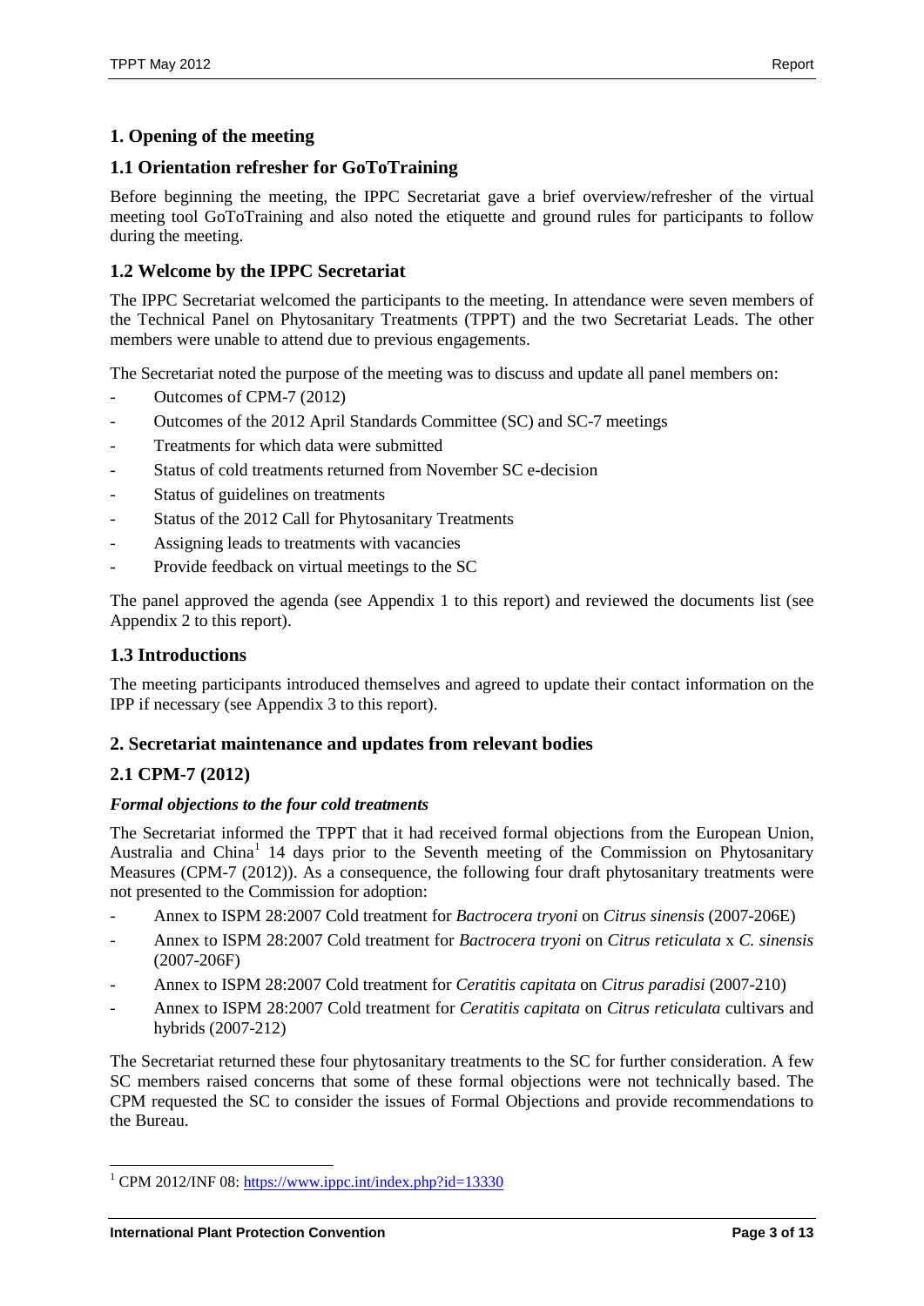# 1. Opening of the meeting

## 1.1 Orientation refresher for GoToTraining

Before beginning the meeting, the IPPC Secretariat gave a brief overview/refresher of the virtual meeting tool GoToTraining and also noted the etiquette and ground rules for participants to follow during the meeting.

## 1.2 Welcome by the IPPC Secretariat

The IPPC Secretariat welcomed the participants to the meeting. In attendance were seven members of the Technical Panel on Phytosanitary Treatments (TPPT) and the two Secretariat Leads. The other members were unable to attend due to previous engagements.

The Secretariat noted the purpose of the meeting was to discuss and update all panel members on:

- Outcomes of CPM-7 (2012)
- Outcomes of the 2012 April Standards Committee (SC) and SC-7 meetings
- Treatments for which data were submitted
- Status of cold treatments returned from November SC e-decision
- Status of guidelines on treatments
- Status of the 2012 Call for Phytosanitary Treatments
- Assigning leads to treatments with vacancies
- Provide feedback on virtual meetings to the SC

The panel approved the agenda (see Appendix 1 to this report) and reviewed the documents list (see Appendix 2 to this report).

## 1.3 Introductions

The meeting participants introduced themselves and agreed to update their contact information on the IPP if necessary (see Appendix 3 to this report).

# 2. Secretariat maintenance and updates from relevant bodies

## 2.1 CPM-7 (2012)

### *Formal objections to the four cold treatments*

The Secretariat informed the TPPT that it had received formal objections from the European Union, Australia and China[1] 14 days prior to the Seventh meeting of the Commission on Phytosanitary Measures (CPM-7 (2012)). As a consequence, the following four draft phytosanitary treatments were not presented to the Commission for adoption:

- Annex to ISPM 28:2007 Cold treatment for *Bactrocera tryoni* on *Citrus sinensis* (2007-206E)
- Annex to ISPM 28:2007 Cold treatment for *Bactrocera tryoni* on *Citrus reticulata* x *C. sinensis* (2007-206F)
- Annex to ISPM 28:2007 Cold treatment for *Ceratitis capitata* on *Citrus paradisi* (2007-210)
- Annex to ISPM 28:2007 Cold treatment for *Ceratitis capitata* on *Citrus reticulata* cultivars and hybrids (2007-212)

The Secretariat returned these four phytosanitary treatments to the SC for further consideration. A few SC members raised concerns that some of these formal objections were not technically based. The CPM requested the SC to consider the issues of Formal Objections and provide recommendations to the Bureau.

[1] CPM 2012/INF 08: https://www.ippc.int/index.php?id=13330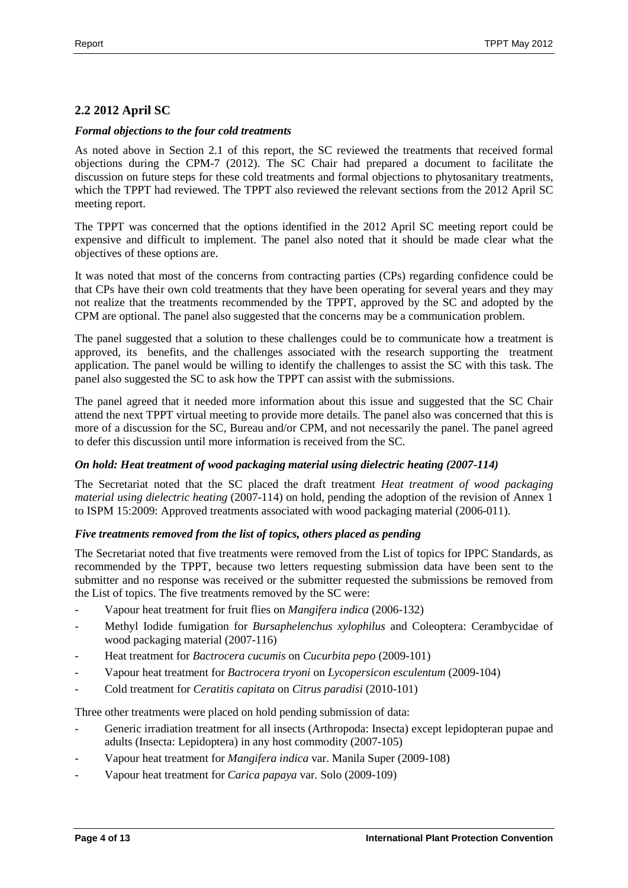## 2.2 2012 April SC

***Formal objections to the four cold treatments***

As noted above in Section 2.1 of this report, the SC reviewed the treatments that received formal objections during the CPM-7 (2012). The SC Chair had prepared a document to facilitate the discussion on future steps for these cold treatments and formal objections to phytosanitary treatments, which the TPPT had reviewed. The TPPT also reviewed the relevant sections from the 2012 April SC meeting report.

The TPPT was concerned that the options identified in the 2012 April SC meeting report could be expensive and difficult to implement. The panel also noted that it should be made clear what the objectives of these options are.

It was noted that most of the concerns from contracting parties (CPs) regarding confidence could be that CPs have their own cold treatments that they have been operating for several years and they may not realize that the treatments recommended by the TPPT, approved by the SC and adopted by the CPM are optional. The panel also suggested that the concerns may be a communication problem.

The panel suggested that a solution to these challenges could be to communicate how a treatment is approved, its benefits, and the challenges associated with the research supporting the treatment application. The panel would be willing to identify the challenges to assist the SC with this task. The panel also suggested the SC to ask how the TPPT can assist with the submissions.

The panel agreed that it needed more information about this issue and suggested that the SC Chair attend the next TPPT virtual meeting to provide more details. The panel also was concerned that this is more of a discussion for the SC, Bureau and/or CPM, and not necessarily the panel. The panel agreed to defer this discussion until more information is received from the SC.

***On hold: Heat treatment of wood packaging material using dielectric heating (2007-114)***

The Secretariat noted that the SC placed the draft treatment *Heat treatment of wood packaging material using dielectric heating* (2007-114) on hold, pending the adoption of the revision of Annex 1 to ISPM 15:2009: Approved treatments associated with wood packaging material (2006-011).

***Five treatments removed from the list of topics, others placed as pending***

The Secretariat noted that five treatments were removed from the List of topics for IPPC Standards, as recommended by the TPPT, because two letters requesting submission data have been sent to the submitter and no response was received or the submitter requested the submissions be removed from the List of topics. The five treatments removed by the SC were:

- Vapour heat treatment for fruit flies on *Mangifera indica* (2006-132)
- Methyl Iodide fumigation for *Bursaphelenchus xylophilus* and Coleoptera: Cerambycidae of wood packaging material (2007-116)
- Heat treatment for *Bactrocera cucumis* on *Cucurbita pepo* (2009-101)
- Vapour heat treatment for *Bactrocera tryoni* on *Lycopersicon esculentum* (2009-104)
- Cold treatment for *Ceratitis capitata* on *Citrus paradisi* (2010-101)

Three other treatments were placed on hold pending submission of data:

- Generic irradiation treatment for all insects (Arthropoda: Insecta) except lepidopteran pupae and adults (Insecta: Lepidoptera) in any host commodity (2007-105)
- Vapour heat treatment for *Mangifera indica* var. Manila Super (2009-108)
- Vapour heat treatment for *Carica papaya* var. Solo (2009-109)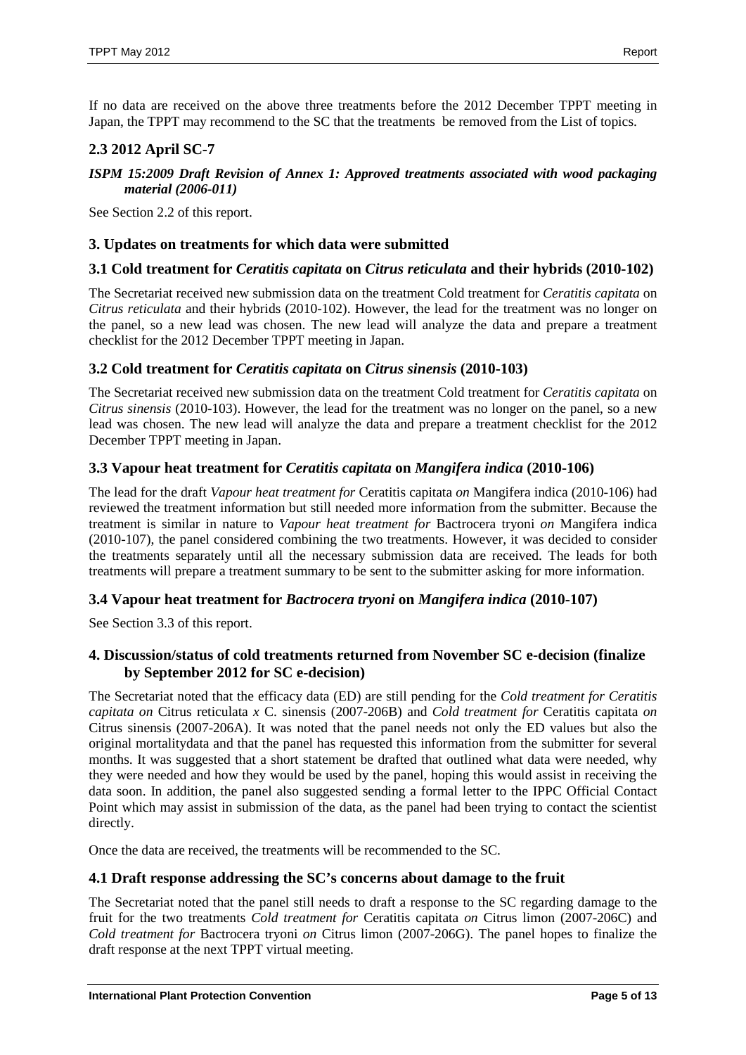If no data are received on the above three treatments before the 2012 December TPPT meeting in Japan, the TPPT may recommend to the SC that the treatments be removed from the List of topics.

## 2.3 2012 April SC-7

***ISPM 15:2009 Draft Revision of Annex 1: Approved treatments associated with wood packaging material (2006-011)***

See Section 2.2 of this report.

## 3. Updates on treatments for which data were submitted

### 3.1 Cold treatment for *Ceratitis capitata* on *Citrus reticulata* and their hybrids (2010-102)

The Secretariat received new submission data on the treatment Cold treatment for *Ceratitis capitata* on *Citrus reticulata* and their hybrids (2010-102). However, the lead for the treatment was no longer on the panel, so a new lead was chosen. The new lead will analyze the data and prepare a treatment checklist for the 2012 December TPPT meeting in Japan.

### 3.2 Cold treatment for *Ceratitis capitata* on *Citrus sinensis* (2010-103)

The Secretariat received new submission data on the treatment Cold treatment for *Ceratitis capitata* on *Citrus sinensis* (2010-103). However, the lead for the treatment was no longer on the panel, so a new lead was chosen. The new lead will analyze the data and prepare a treatment checklist for the 2012 December TPPT meeting in Japan.

### 3.3 Vapour heat treatment for *Ceratitis capitata* on *Mangifera indica* (2010-106)

The lead for the draft *Vapour heat treatment for* Ceratitis capitata *on* Mangifera indica (2010-106) had reviewed the treatment information but still needed more information from the submitter. Because the treatment is similar in nature to *Vapour heat treatment for* Bactrocera tryoni *on* Mangifera indica (2010-107), the panel considered combining the two treatments. However, it was decided to consider the treatments separately until all the necessary submission data are received. The leads for both treatments will prepare a treatment summary to be sent to the submitter asking for more information.

### 3.4 Vapour heat treatment for *Bactrocera tryoni* on *Mangifera indica* (2010-107)

See Section 3.3 of this report.

## 4. Discussion/status of cold treatments returned from November SC e-decision (finalize by September 2012 for SC e-decision)

The Secretariat noted that the efficacy data (ED) are still pending for the *Cold treatment for Ceratitis capitata on* Citrus reticulata *x* C. sinensis (2007-206B) and *Cold treatment for* Ceratitis capitata *on* Citrus sinensis (2007-206A). It was noted that the panel needs not only the ED values but also the original mortalitydata and that the panel has requested this information from the submitter for several months. It was suggested that a short statement be drafted that outlined what data were needed, why they were needed and how they would be used by the panel, hoping this would assist in receiving the data soon. In addition, the panel also suggested sending a formal letter to the IPPC Official Contact Point which may assist in submission of the data, as the panel had been trying to contact the scientist directly.

Once the data are received, the treatments will be recommended to the SC.

### 4.1 Draft response addressing the SC's concerns about damage to the fruit

The Secretariat noted that the panel still needs to draft a response to the SC regarding damage to the fruit for the two treatments *Cold treatment for* Ceratitis capitata *on* Citrus limon (2007-206C) and *Cold treatment for* Bactrocera tryoni *on* Citrus limon (2007-206G). The panel hopes to finalize the draft response at the next TPPT virtual meeting.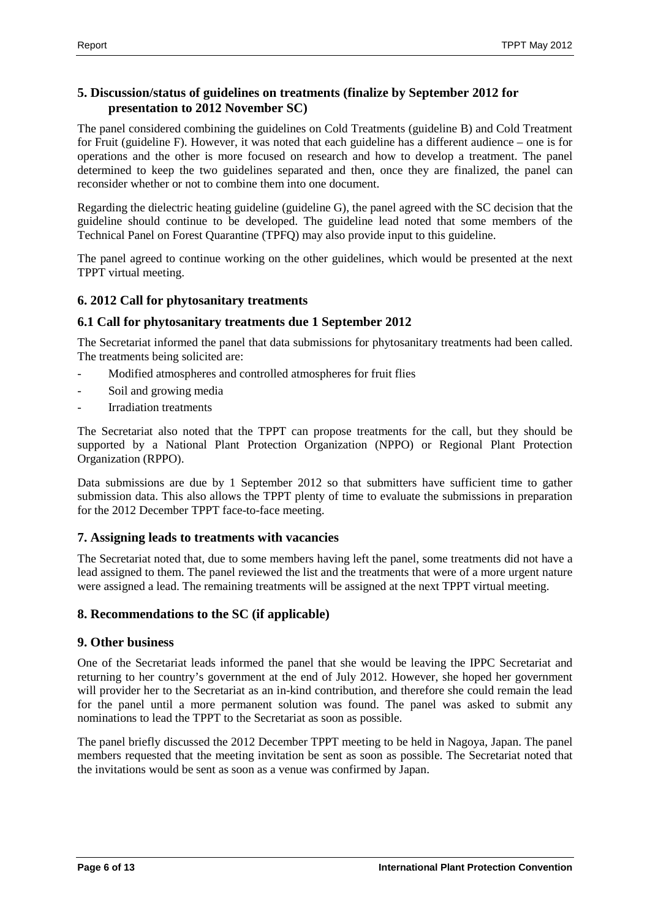## 5. Discussion/status of guidelines on treatments (finalize by September 2012 for presentation to 2012 November SC)

The panel considered combining the guidelines on Cold Treatments (guideline B) and Cold Treatment for Fruit (guideline F). However, it was noted that each guideline has a different audience – one is for operations and the other is more focused on research and how to develop a treatment. The panel determined to keep the two guidelines separated and then, once they are finalized, the panel can reconsider whether or not to combine them into one document.

Regarding the dielectric heating guideline (guideline G), the panel agreed with the SC decision that the guideline should continue to be developed. The guideline lead noted that some members of the Technical Panel on Forest Quarantine (TPFQ) may also provide input to this guideline.

The panel agreed to continue working on the other guidelines, which would be presented at the next TPPT virtual meeting.

## 6. 2012 Call for phytosanitary treatments

### 6.1 Call for phytosanitary treatments due 1 September 2012

The Secretariat informed the panel that data submissions for phytosanitary treatments had been called. The treatments being solicited are:

- Modified atmospheres and controlled atmospheres for fruit flies
- Soil and growing media
- Irradiation treatments

The Secretariat also noted that the TPPT can propose treatments for the call, but they should be supported by a National Plant Protection Organization (NPPO) or Regional Plant Protection Organization (RPPO).

Data submissions are due by 1 September 2012 so that submitters have sufficient time to gather submission data. This also allows the TPPT plenty of time to evaluate the submissions in preparation for the 2012 December TPPT face-to-face meeting.

## 7. Assigning leads to treatments with vacancies

The Secretariat noted that, due to some members having left the panel, some treatments did not have a lead assigned to them. The panel reviewed the list and the treatments that were of a more urgent nature were assigned a lead. The remaining treatments will be assigned at the next TPPT virtual meeting.

## 8. Recommendations to the SC (if applicable)

## 9. Other business

One of the Secretariat leads informed the panel that she would be leaving the IPPC Secretariat and returning to her country's government at the end of July 2012. However, she hoped her government will provider her to the Secretariat as an in-kind contribution, and therefore she could remain the lead for the panel until a more permanent solution was found. The panel was asked to submit any nominations to lead the TPPT to the Secretariat as soon as possible.

The panel briefly discussed the 2012 December TPPT meeting to be held in Nagoya, Japan. The panel members requested that the meeting invitation be sent as soon as possible. The Secretariat noted that the invitations would be sent as soon as a venue was confirmed by Japan.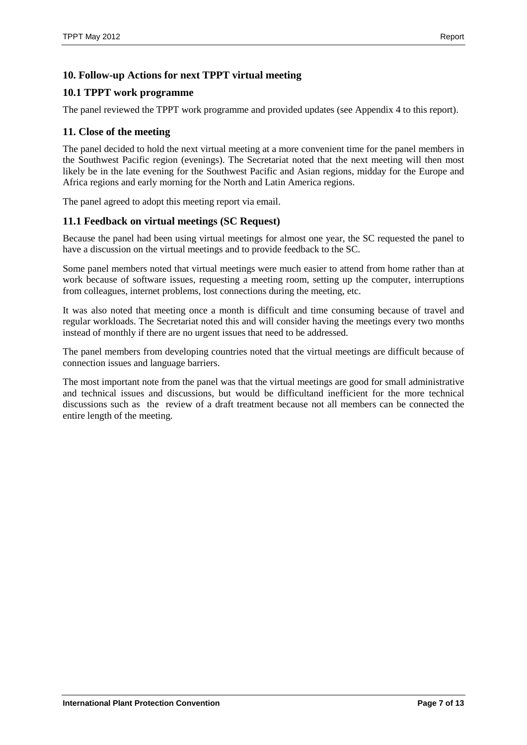## 10. Follow-up Actions for next TPPT virtual meeting

### 10.1 TPPT work programme

The panel reviewed the TPPT work programme and provided updates (see Appendix 4 to this report).

## 11. Close of the meeting

The panel decided to hold the next virtual meeting at a more convenient time for the panel members in the Southwest Pacific region (evenings). The Secretariat noted that the next meeting will then most likely be in the late evening for the Southwest Pacific and Asian regions, midday for the Europe and Africa regions and early morning for the North and Latin America regions.

The panel agreed to adopt this meeting report via email.

### 11.1 Feedback on virtual meetings (SC Request)

Because the panel had been using virtual meetings for almost one year, the SC requested the panel to have a discussion on the virtual meetings and to provide feedback to the SC.

Some panel members noted that virtual meetings were much easier to attend from home rather than at work because of software issues, requesting a meeting room, setting up the computer, interruptions from colleagues, internet problems, lost connections during the meeting, etc.

It was also noted that meeting once a month is difficult and time consuming because of travel and regular workloads. The Secretariat noted this and will consider having the meetings every two months instead of monthly if there are no urgent issues that need to be addressed.

The panel members from developing countries noted that the virtual meetings are difficult because of connection issues and language barriers.

The most important note from the panel was that the virtual meetings are good for small administrative and technical issues and discussions, but would be difficultand inefficient for the more technical discussions such as the review of a draft treatment because not all members can be connected the entire length of the meeting.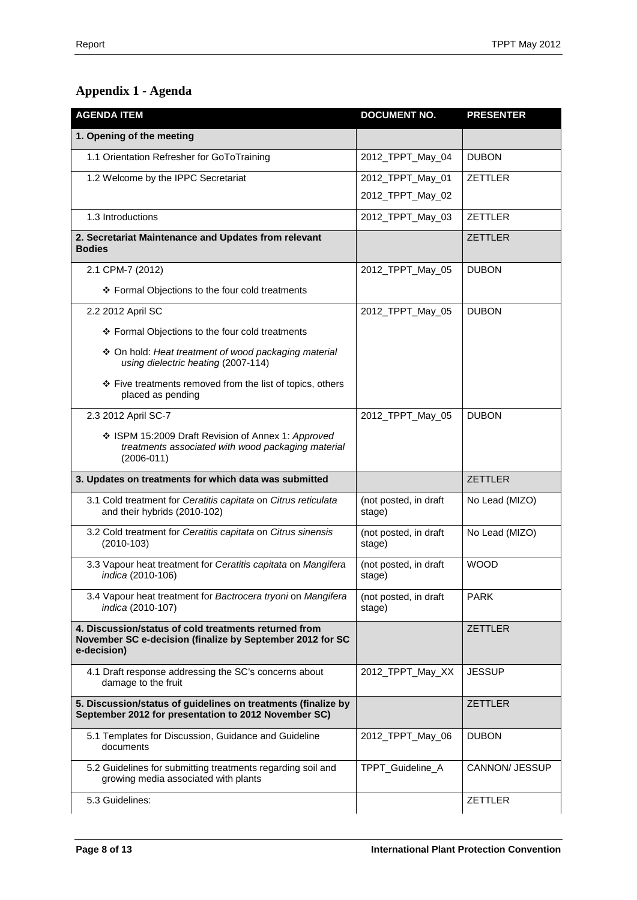## Appendix 1 - Agenda

| AGENDA ITEM | DOCUMENT NO. | PRESENTER |
|---|---|---|
| **1. Opening of the meeting** | | |
| 1.1 Orientation Refresher for GoToTraining | 2012_TPPT_May_04 | DUBON |
| 1.2 Welcome by the IPPC Secretariat | 2012_TPPT_May_01<br>2012_TPPT_May_02 | ZETTLER |
| 1.3 Introductions | 2012_TPPT_May_03 | ZETTLER |
| **2. Secretariat Maintenance and Updates from relevant Bodies** | | ZETTLER |
| 2.1 CPM-7 (2012)<br>❖ Formal Objections to the four cold treatments | 2012_TPPT_May_05 | DUBON |
| 2.2 2012 April SC<br>❖ Formal Objections to the four cold treatments<br>❖ On hold: *Heat treatment of wood packaging material using dielectric heating* (2007-114)<br>❖ Five treatments removed from the list of topics, others placed as pending | 2012_TPPT_May_05 | DUBON |
| 2.3 2012 April SC-7<br>❖ ISPM 15:2009 Draft Revision of Annex 1: *Approved treatments associated with wood packaging material* (2006-011) | 2012_TPPT_May_05 | DUBON |
| **3. Updates on treatments for which data was submitted** | | ZETTLER |
| 3.1 Cold treatment for *Ceratitis capitata* on *Citrus reticulata* and their hybrids (2010-102) | (not posted, in draft stage) | No Lead (MIZO) |
| 3.2 Cold treatment for *Ceratitis capitata* on *Citrus sinensis* (2010-103) | (not posted, in draft stage) | No Lead (MIZO) |
| 3.3 Vapour heat treatment for *Ceratitis capitata* on *Mangifera indica* (2010-106) | (not posted, in draft stage) | WOOD |
| 3.4 Vapour heat treatment for *Bactrocera tryoni* on *Mangifera indica* (2010-107) | (not posted, in draft stage) | PARK |
| **4. Discussion/status of cold treatments returned from November SC e-decision (finalize by September 2012 for SC e-decision)** | | ZETTLER |
| 4.1 Draft response addressing the SC's concerns about damage to the fruit | 2012_TPPT_May_XX | JESSUP |
| **5. Discussion/status of guidelines on treatments (finalize by September 2012 for presentation to 2012 November SC)** | | ZETTLER |
| 5.1 Templates for Discussion, Guidance and Guideline documents | 2012_TPPT_May_06 | DUBON |
| 5.2 Guidelines for submitting treatments regarding soil and growing media associated with plants | TPPT_Guideline_A | CANNON/ JESSUP |
| 5.3 Guidelines: | | ZETTLER |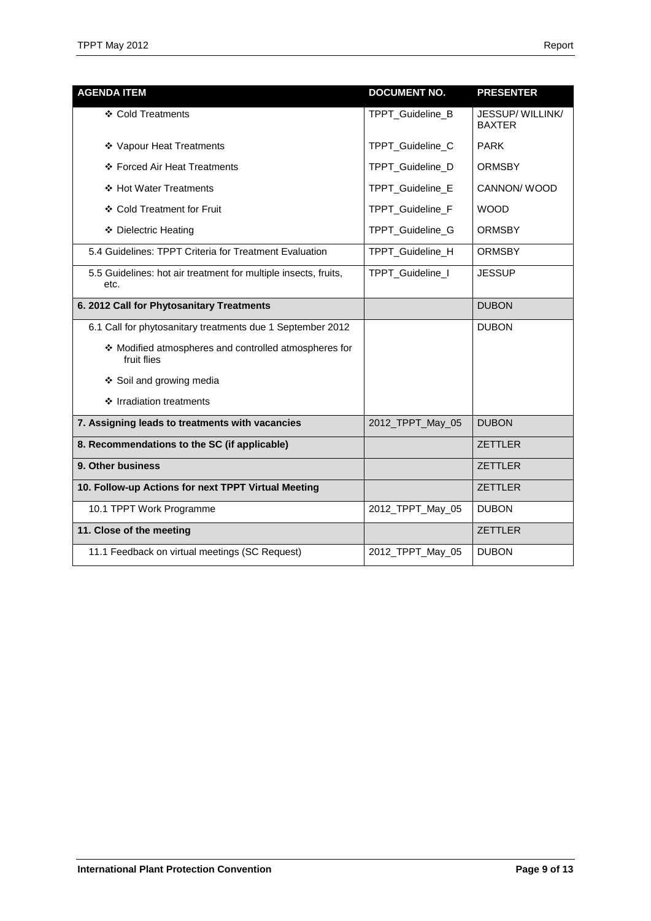| AGENDA ITEM | DOCUMENT NO. | PRESENTER |
|---|---|---|
| ❖ Cold Treatments | TPPT_Guideline_B | JESSUP/ WILLINK/ BAXTER |
| ❖ Vapour Heat Treatments | TPPT_Guideline_C | PARK |
| ❖ Forced Air Heat Treatments | TPPT_Guideline_D | ORMSBY |
| ❖ Hot Water Treatments | TPPT_Guideline_E | CANNON/ WOOD |
| ❖ Cold Treatment for Fruit | TPPT_Guideline_F | WOOD |
| ❖ Dielectric Heating | TPPT_Guideline_G | ORMSBY |
| 5.4 Guidelines: TPPT Criteria for Treatment Evaluation | TPPT_Guideline_H | ORMSBY |
| 5.5 Guidelines: hot air treatment for multiple insects, fruits, etc. | TPPT_Guideline_I | JESSUP |
| **6. 2012 Call for Phytosanitary Treatments** | | DUBON |
| 6.1 Call for phytosanitary treatments due 1 September 2012 | | DUBON |
| ❖ Modified atmospheres and controlled atmospheres for fruit flies | | |
| ❖ Soil and growing media | | |
| ❖ Irradiation treatments | | |
| **7. Assigning leads to treatments with vacancies** | 2012_TPPT_May_05 | DUBON |
| **8. Recommendations to the SC (if applicable)** | | ZETTLER |
| **9. Other business** | | ZETTLER |
| **10. Follow-up Actions for next TPPT Virtual Meeting** | | ZETTLER |
| 10.1 TPPT Work Programme | 2012_TPPT_May_05 | DUBON |
| **11. Close of the meeting** | | ZETTLER |
| 11.1 Feedback on virtual meetings (SC Request) | 2012_TPPT_May_05 | DUBON |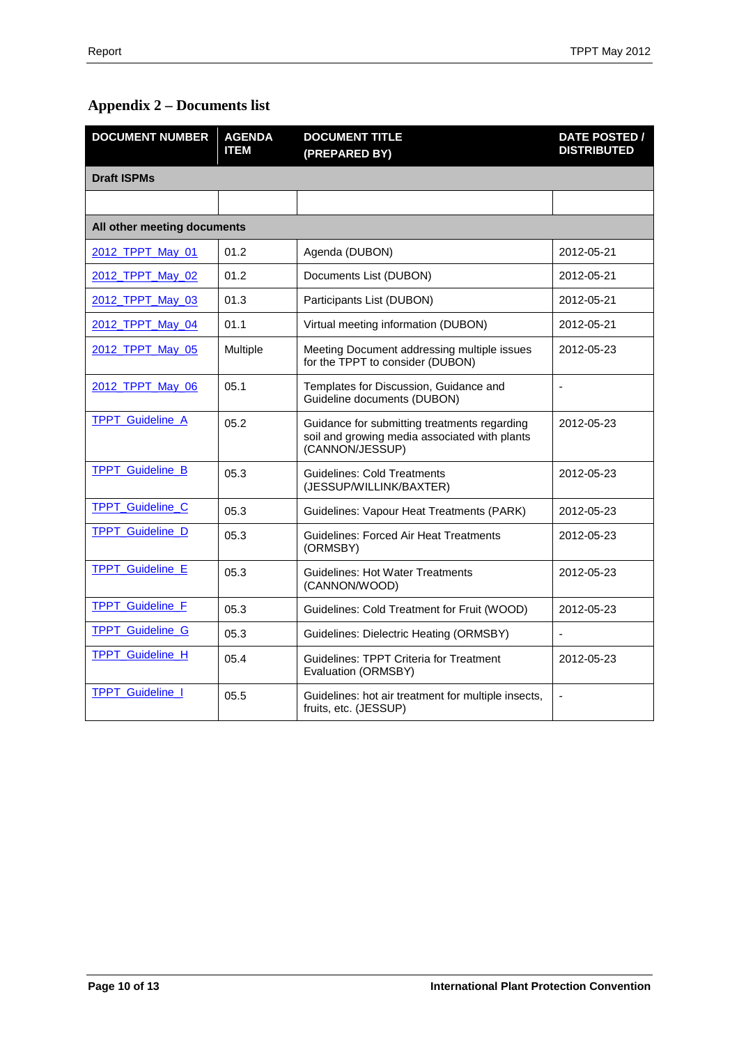## Appendix 2 – Documents list

| DOCUMENT NUMBER | AGENDA ITEM | DOCUMENT TITLE (PREPARED BY) | DATE POSTED / DISTRIBUTED |
|---|---|---|---|
| **Draft ISPMs** | | | |
| | | | |
| **All other meeting documents** | | | |
| 2012_TPPT_May_01 | 01.2 | Agenda (DUBON) | 2012-05-21 |
| 2012_TPPT_May_02 | 01.2 | Documents List (DUBON) | 2012-05-21 |
| 2012_TPPT_May_03 | 01.3 | Participants List (DUBON) | 2012-05-21 |
| 2012_TPPT_May_04 | 01.1 | Virtual meeting information (DUBON) | 2012-05-21 |
| 2012_TPPT_May_05 | Multiple | Meeting Document addressing multiple issues for the TPPT to consider (DUBON) | 2012-05-23 |
| 2012_TPPT_May_06 | 05.1 | Templates for Discussion, Guidance and Guideline documents (DUBON) | - |
| TPPT_Guideline_A | 05.2 | Guidance for submitting treatments regarding soil and growing media associated with plants (CANNON/JESSUP) | 2012-05-23 |
| TPPT_Guideline_B | 05.3 | Guidelines: Cold Treatments (JESSUP/WILLINK/BAXTER) | 2012-05-23 |
| TPPT_Guideline_C | 05.3 | Guidelines: Vapour Heat Treatments (PARK) | 2012-05-23 |
| TPPT_Guideline_D | 05.3 | Guidelines: Forced Air Heat Treatments (ORMSBY) | 2012-05-23 |
| TPPT_Guideline_E | 05.3 | Guidelines: Hot Water Treatments (CANNON/WOOD) | 2012-05-23 |
| TPPT_Guideline_F | 05.3 | Guidelines: Cold Treatment for Fruit (WOOD) | 2012-05-23 |
| TPPT_Guideline_G | 05.3 | Guidelines: Dielectric Heating (ORMSBY) | - |
| TPPT_Guideline_H | 05.4 | Guidelines: TPPT Criteria for Treatment Evaluation (ORMSBY) | 2012-05-23 |
| TPPT_Guideline_I | 05.5 | Guidelines: hot air treatment for multiple insects, fruits, etc. (JESSUP) | - |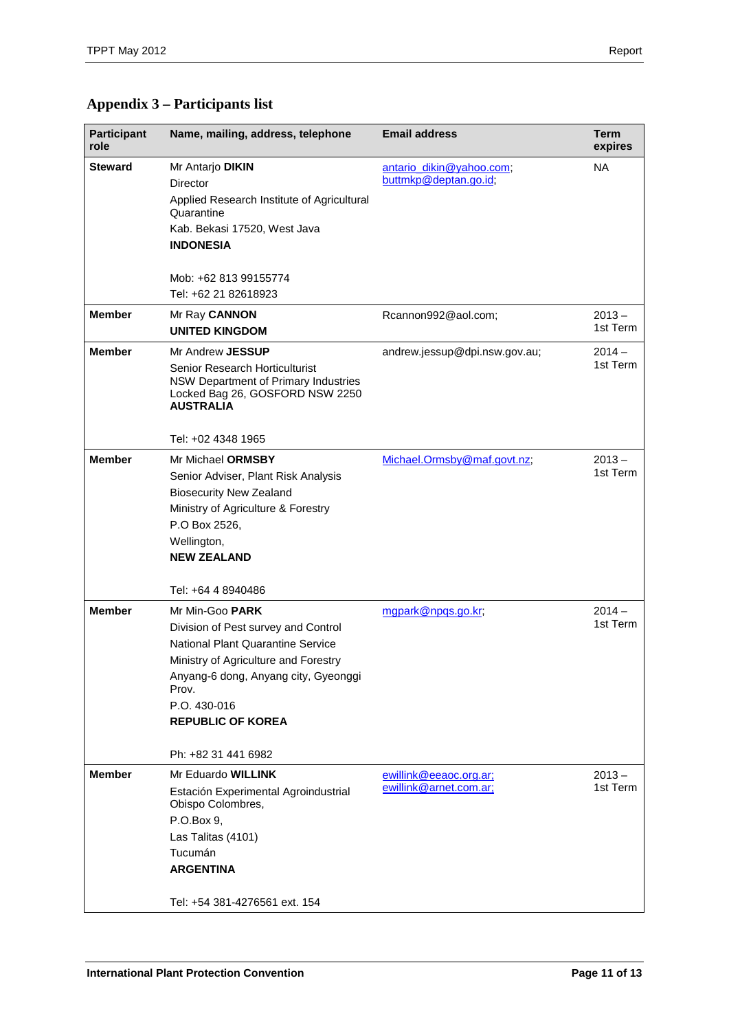## Appendix 3 – Participants list

| Participant role | Name, mailing, address, telephone | Email address | Term expires |
|---|---|---|---|
| **Steward** | Mr Antarjo **DIKIN**<br>Director<br>Applied Research Institute of Agricultural Quarantine<br>Kab. Bekasi 17520, West Java<br>**INDONESIA**<br><br>Mob: +62 813 99155774<br>Tel: +62 21 82618923 | antario_dikin@yahoo.com;<br>buttmkp@deptan.go.id; | NA |
| **Member** | Mr Ray **CANNON**<br>**UNITED KINGDOM** | Rcannon992@aol.com; | 2013 – 1st Term |
| **Member** | Mr Andrew **JESSUP**<br>Senior Research Horticulturist<br>NSW Department of Primary Industries<br>Locked Bag 26, GOSFORD NSW 2250<br>**AUSTRALIA**<br><br>Tel: +02 4348 1965 | andrew.jessup@dpi.nsw.gov.au; | 2014 – 1st Term |
| **Member** | Mr Michael **ORMSBY**<br>Senior Adviser, Plant Risk Analysis<br>Biosecurity New Zealand<br>Ministry of Agriculture & Forestry<br>P.O Box 2526,<br>Wellington,<br>**NEW ZEALAND**<br><br>Tel: +64 4 8940486 | Michael.Ormsby@maf.govt.nz; | 2013 – 1st Term |
| **Member** | Mr Min-Goo **PARK**<br>Division of Pest survey and Control<br>National Plant Quarantine Service<br>Ministry of Agriculture and Forestry<br>Anyang-6 dong, Anyang city, Gyeonggi Prov.<br>P.O. 430-016<br>**REPUBLIC OF KOREA**<br><br>Ph: +82 31 441 6982 | mgpark@npqs.go.kr; | 2014 – 1st Term |
| **Member** | Mr Eduardo **WILLINK**<br>Estación Experimental Agroindustrial Obispo Colombres,<br>P.O.Box 9,<br>Las Talitas (4101)<br>Tucumán<br>**ARGENTINA**<br><br>Tel: +54 381-4276561 ext. 154 | ewillink@eeaoc.org.ar;<br>ewillink@arnet.com.ar; | 2013 – 1st Term |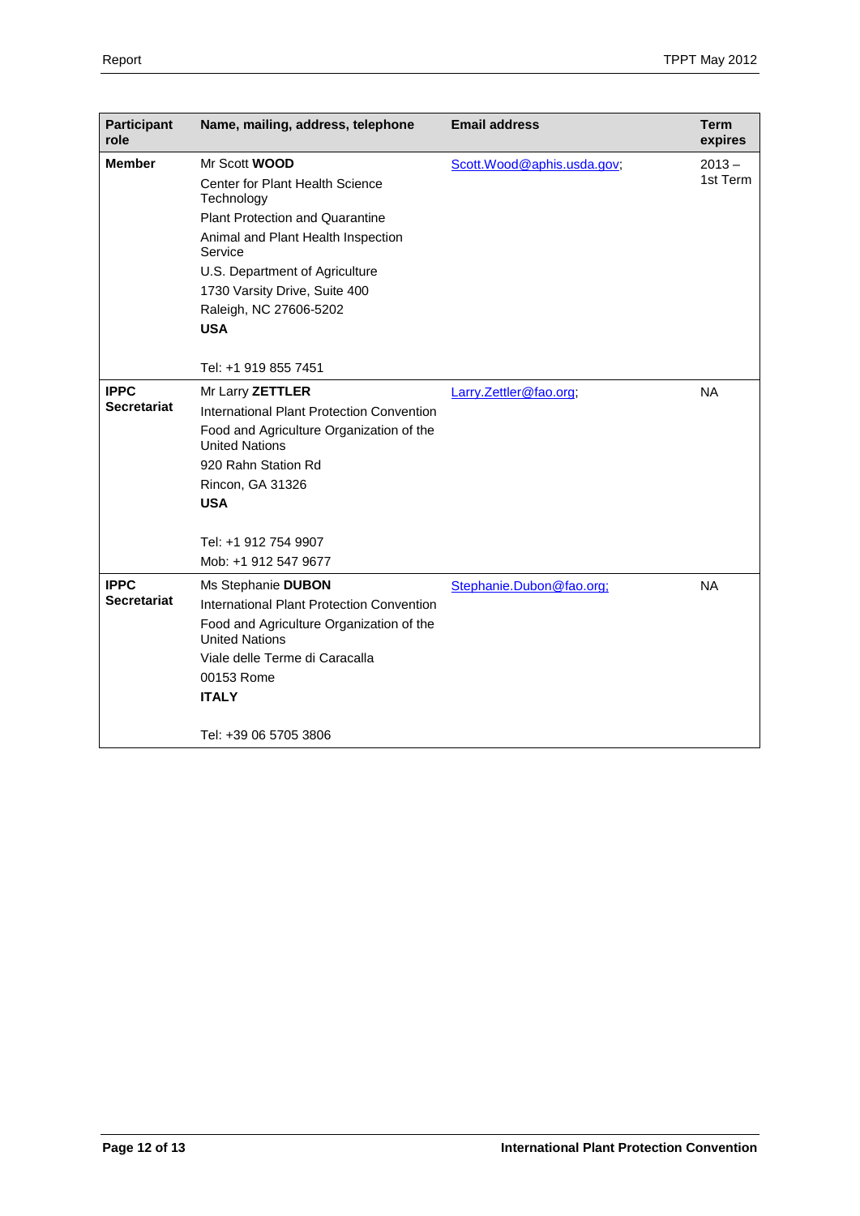| Participant role | Name, mailing, address, telephone | Email address | Term expires |
|---|---|---|---|
| **Member** | Mr Scott **WOOD**<br>Center for Plant Health Science Technology<br>Plant Protection and Quarantine<br>Animal and Plant Health Inspection Service<br>U.S. Department of Agriculture<br>1730 Varsity Drive, Suite 400<br>Raleigh, NC 27606-5202<br>**USA**<br><br>Tel: +1 919 855 7451 | Scott.Wood@aphis.usda.gov; | 2013 – 1st Term |
| **IPPC Secretariat** | Mr Larry **ZETTLER**<br>International Plant Protection Convention<br>Food and Agriculture Organization of the United Nations<br>920 Rahn Station Rd<br>Rincon, GA 31326<br>**USA**<br><br>Tel: +1 912 754 9907<br>Mob: +1 912 547 9677 | Larry.Zettler@fao.org; | NA |
| **IPPC Secretariat** | Ms Stephanie **DUBON**<br>International Plant Protection Convention<br>Food and Agriculture Organization of the United Nations<br>Viale delle Terme di Caracalla<br>00153 Rome<br>**ITALY**<br><br>Tel: +39 06 5705 3806 | Stephanie.Dubon@fao.org; | NA |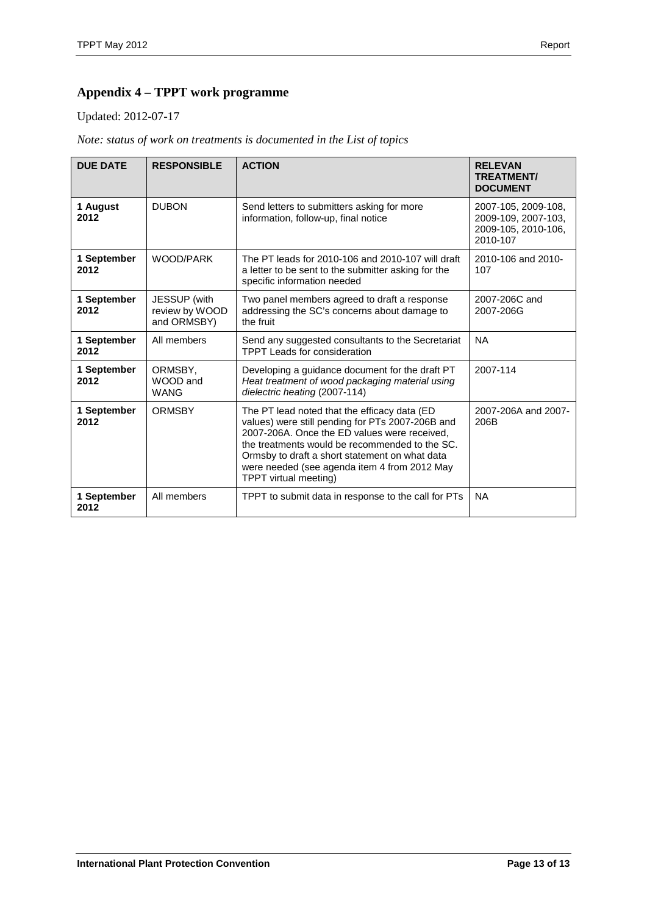## Appendix 4 – TPPT work programme

Updated: 2012-07-17

*Note: status of work on treatments is documented in the List of topics*

| DUE DATE | RESPONSIBLE | ACTION | RELEVAN TREATMENT/ DOCUMENT |
|---|---|---|---|
| **1 August 2012** | DUBON | Send letters to submitters asking for more information, follow-up, final notice | 2007-105, 2009-108, 2009-109, 2007-103, 2009-105, 2010-106, 2010-107 |
| **1 September 2012** | WOOD/PARK | The PT leads for 2010-106 and 2010-107 will draft a letter to be sent to the submitter asking for the specific information needed | 2010-106 and 2010-107 |
| **1 September 2012** | JESSUP (with review by WOOD and ORMSBY) | Two panel members agreed to draft a response addressing the SC's concerns about damage to the fruit | 2007-206C and 2007-206G |
| **1 September 2012** | All members | Send any suggested consultants to the Secretariat TPPT Leads for consideration | NA |
| **1 September 2012** | ORMSBY, WOOD and WANG | Developing a guidance document for the draft PT *Heat treatment of wood packaging material using dielectric heating* (2007-114) | 2007-114 |
| **1 September 2012** | ORMSBY | The PT lead noted that the efficacy data (ED values) were still pending for PTs 2007-206B and 2007-206A. Once the ED values were received, the treatments would be recommended to the SC. Ormsby to draft a short statement on what data were needed (see agenda item 4 from 2012 May TPPT virtual meeting) | 2007-206A and 2007-206B |
| **1 September 2012** | All members | TPPT to submit data in response to the call for PTs | NA |